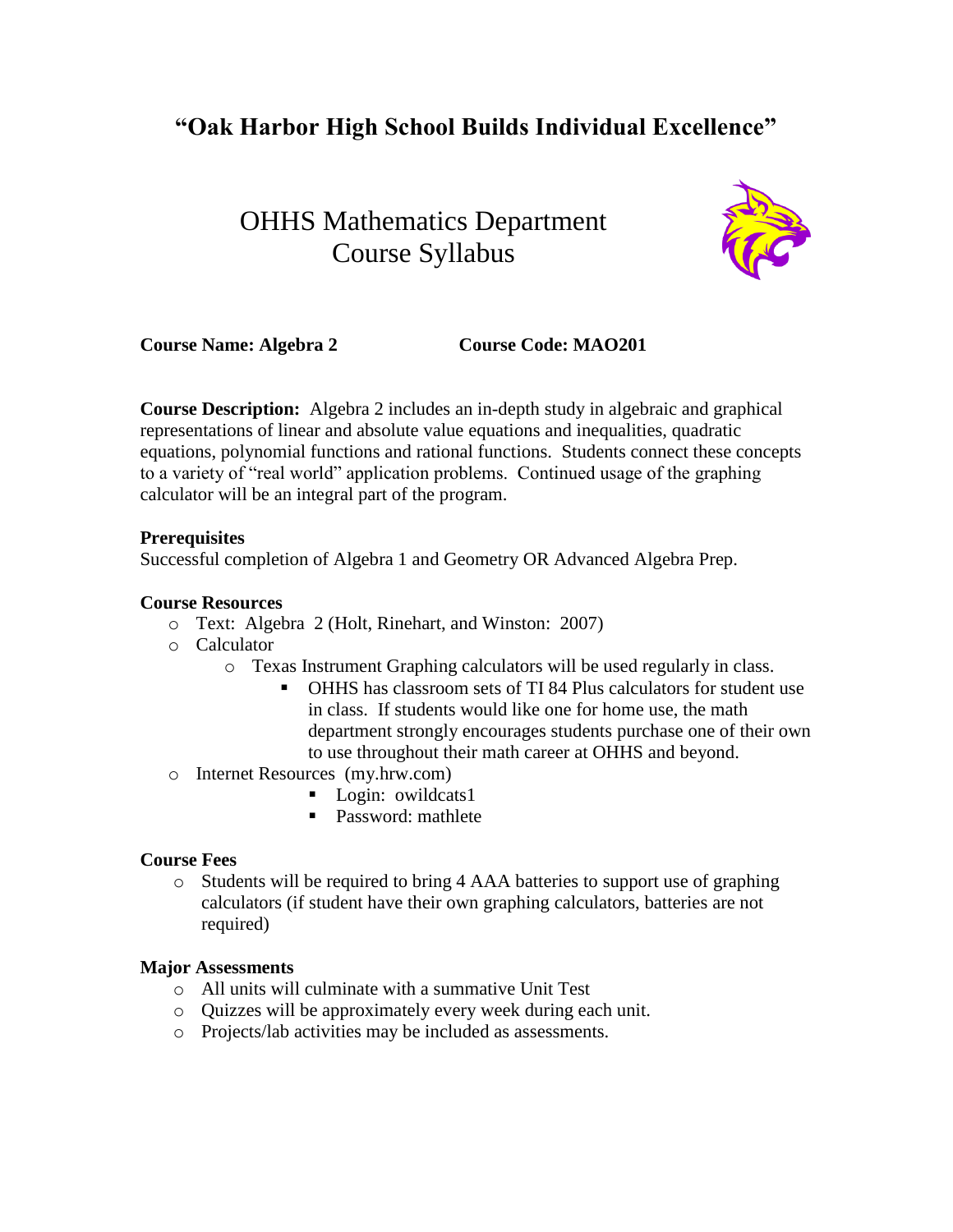# "Oak Harbor High School Builds Individual Excellence"

## OHHS Mathematics Department
## Course Syllabus

**Course Name: Algebra 2** **Course Code: MAO201**

**Course Description:** Algebra 2 includes an in-depth study in algebraic and graphical representations of linear and absolute value equations and inequalities, quadratic equations, polynomial functions and rational functions. Students connect these concepts to a variety of "real world" application problems. Continued usage of the graphing calculator will be an integral part of the program.

### Prerequisites

Successful completion of Algebra 1 and Geometry OR Advanced Algebra Prep.

### Course Resources

- Text: Algebra 2 (Holt, Rinehart, and Winston: 2007)
- Calculator
  - Texas Instrument Graphing calculators will be used regularly in class.
    - OHHS has classroom sets of TI 84 Plus calculators for student use in class. If students would like one for home use, the math department strongly encourages students purchase one of their own to use throughout their math career at OHHS and beyond.
- Internet Resources (my.hrw.com)
  - Login: owildcats1
  - Password: mathlete

### Course Fees

- Students will be required to bring 4 AAA batteries to support use of graphing calculators (if student have their own graphing calculators, batteries are not required)

### Major Assessments

- All units will culminate with a summative Unit Test
- Quizzes will be approximately every week during each unit.
- Projects/lab activities may be included as assessments.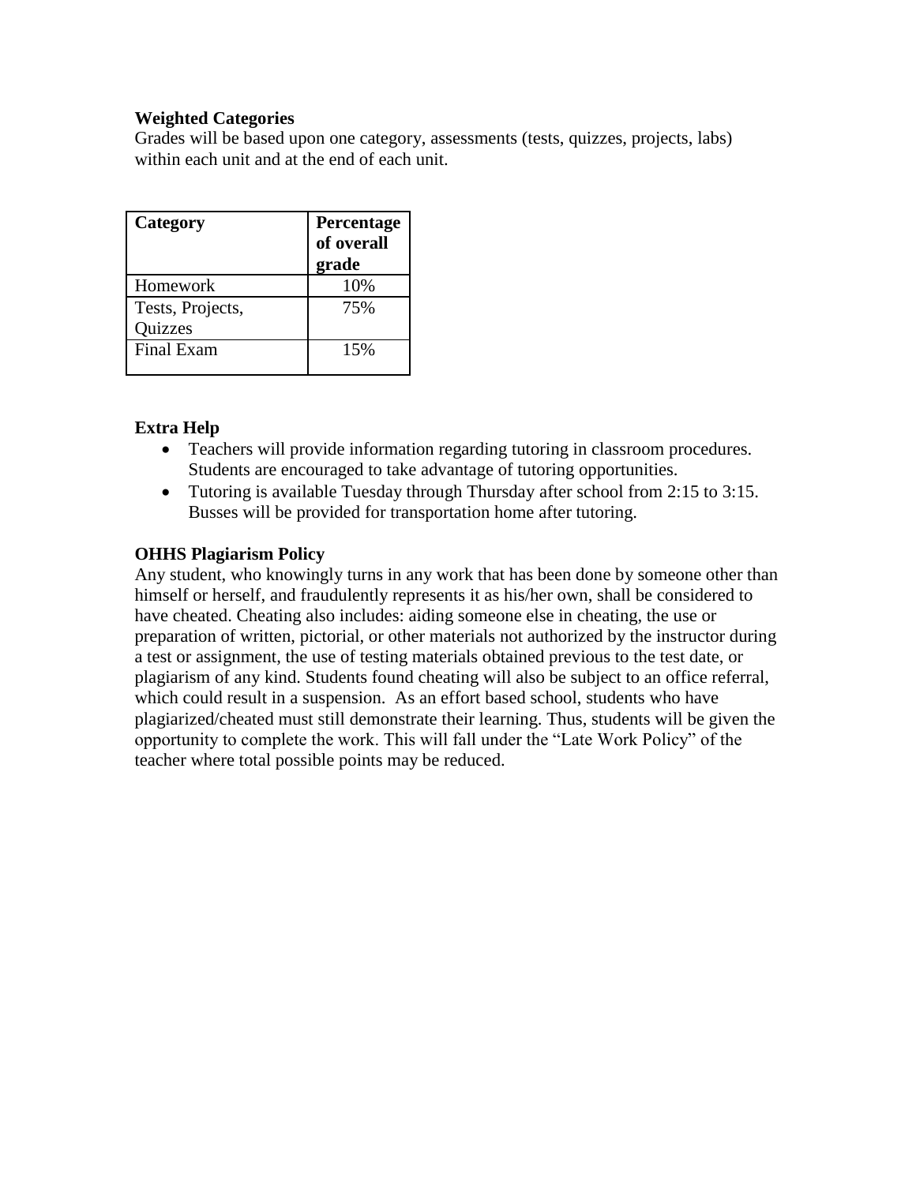**Weighted Categories**

Grades will be based upon one category, assessments (tests, quizzes, projects, labs) within each unit and at the end of each unit.

| Category | Percentage of overall grade |
|---|---|
| Homework | 10% |
| Tests, Projects, Quizzes | 75% |
| Final Exam | 15% |

**Extra Help**

- Teachers will provide information regarding tutoring in classroom procedures. Students are encouraged to take advantage of tutoring opportunities.
- Tutoring is available Tuesday through Thursday after school from 2:15 to 3:15. Busses will be provided for transportation home after tutoring.

**OHHS Plagiarism Policy**

Any student, who knowingly turns in any work that has been done by someone other than himself or herself, and fraudulently represents it as his/her own, shall be considered to have cheated. Cheating also includes: aiding someone else in cheating, the use or preparation of written, pictorial, or other materials not authorized by the instructor during a test or assignment, the use of testing materials obtained previous to the test date, or plagiarism of any kind. Students found cheating will also be subject to an office referral, which could result in a suspension. As an effort based school, students who have plagiarized/cheated must still demonstrate their learning. Thus, students will be given the opportunity to complete the work. This will fall under the "Late Work Policy" of the teacher where total possible points may be reduced.